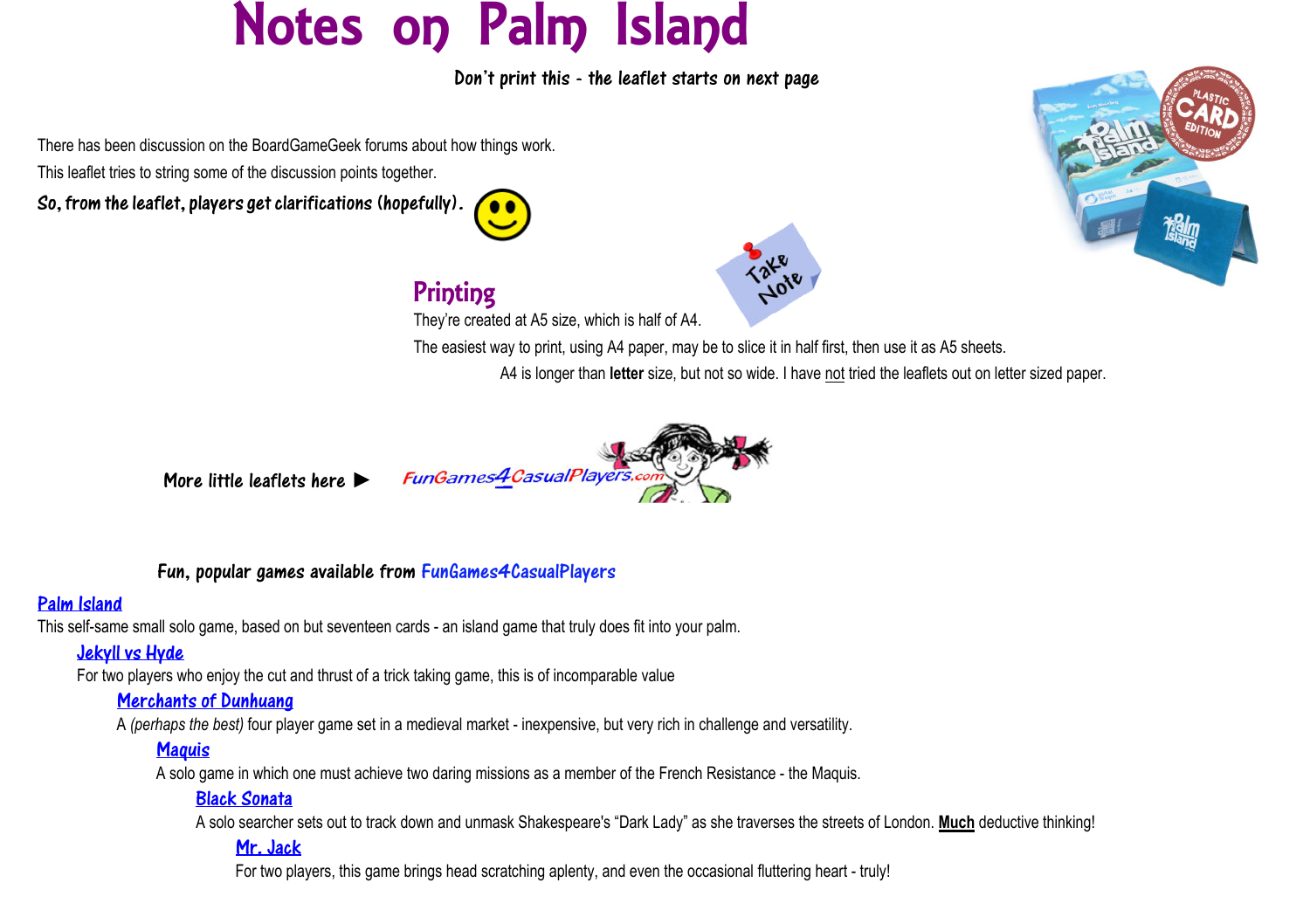# Notes on Palm Island

**Don't print this - the leaflet starts on next page**

There has been discussion on the BoardGameGeek forums about how things work.

This leaflet tries to string some of the discussion points together.

**So, from the leaflet, players get clarifications (hopefully).**

## Printing

They're created at A5 size, which is half of A4.

The easiest way to print, using A4 paper, may be to slice it in half first, then use it as A5 sheets.

A4 is longer than **letter** size, but not so wide. I have not tried the leaflets out on letter sized paper.

More little leaflets here ► FunGames4CasualPlayers.com

**Fun, popular games available from FunGames4CasualPlayers**

**Palm Island**

This self-same small solo game, based on but seventeen cards - an island game that truly does fit into your palm.

**Jekyll vs Hyde**

For two players who enjoy the cut and thrust of a trick taking game, this is of incomparable value

**Merchants of Dunhuang**

A *(perhaps the best)* four player game set in a medieval market - inexpensive, but very rich in challenge and versatility.

**Maquis**

A solo game in which one must achieve two daring missions as a member of the French Resistance - the Maquis.

**Black Sonata**

A solo searcher sets out to track down and unmask Shakespeare's "Dark Lady" as she traverses the streets of London. **Much** deductive thinking!

**Mr. Jack**

For two players, this game brings head scratching aplenty, and even the occasional fluttering heart - truly!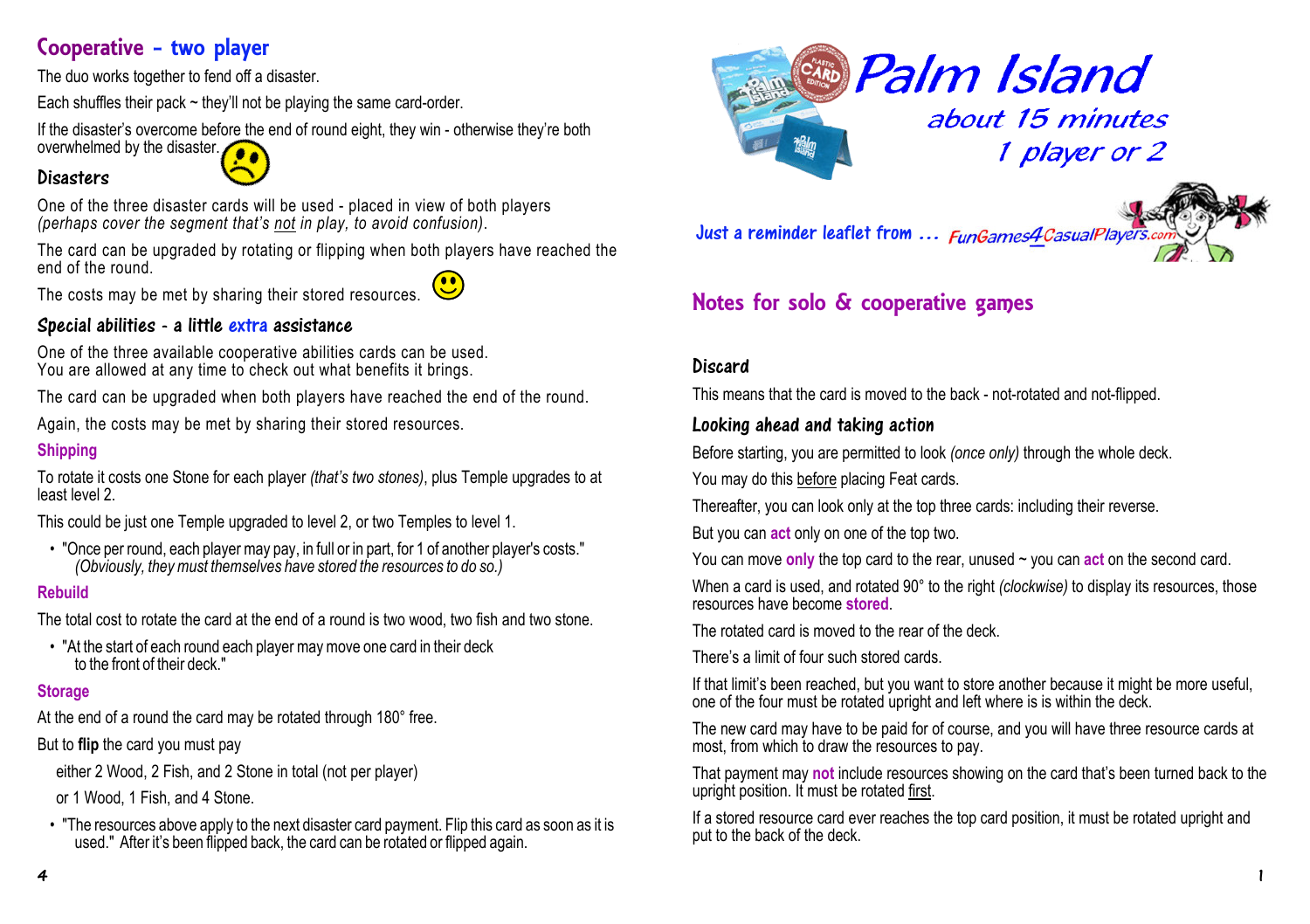## Cooperative - two player

The duo works together to fend off a disaster.

Each shuffles their pack ~ they'll not be playing the same card-order.

If the disaster's overcome before the end of round eight, they win - otherwise they're both overwhelmed by the disaster.

### Disasters

One of the three disaster cards will be used - placed in view of both players *(perhaps cover the segment that's not in play, to avoid confusion)*.

The card can be upgraded by rotating or flipping when both players have reached the end of the round.

The costs may be met by sharing their stored resources.

### Special abilities - a little extra assistance

One of the three available cooperative abilities cards can be used.
You are allowed at any time to check out what benefits it brings.

The card can be upgraded when both players have reached the end of the round.

Again, the costs may be met by sharing their stored resources.

#### Shipping

To rotate it costs one Stone for each player *(that's two stones)*, plus Temple upgrades to at least level 2.

This could be just one Temple upgraded to level 2, or two Temples to level 1.

- "Once per round, each player may pay, in full or in part, for 1 of another player's costs." *(Obviously, they must themselves have stored the resources to do so.)*

#### Rebuild

The total cost to rotate the card at the end of a round is two wood, two fish and two stone.

- "At the start of each round each player may move one card in their deck to the front of their deck."

#### Storage

At the end of a round the card may be rotated through 180° free.

But to **flip** the card you must pay

either 2 Wood, 2 Fish, and 2 Stone in total (not per player)

or 1 Wood, 1 Fish, and 4 Stone.

- "The resources above apply to the next disaster card payment. Flip this card as soon as it is used." After it's been flipped back, the card can be rotated or flipped again.

# Palm Island

about 15 minutes

1 player or 2

Just a reminder leaflet from ... FunGames4CasualPlayers.com

## Notes for solo & cooperative games

### Discard

This means that the card is moved to the back - not-rotated and not-flipped.

### Looking ahead and taking action

Before starting, you are permitted to look *(once only)* through the whole deck.

You may do this before placing Feat cards.

Thereafter, you can look only at the top three cards: including their reverse.

But you can **act** only on one of the top two.

You can move **only** the top card to the rear, unused ~ you can **act** on the second card.

When a card is used, and rotated 90° to the right *(clockwise)* to display its resources, those resources have become **stored**.

The rotated card is moved to the rear of the deck.

There's a limit of four such stored cards.

If that limit's been reached, but you want to store another because it might be more useful, one of the four must be rotated upright and left where is is within the deck.

The new card may have to be paid for of course, and you will have three resource cards at most, from which to draw the resources to pay.

That payment may **not** include resources showing on the card that's been turned back to the upright position. It must be rotated first.

If a stored resource card ever reaches the top card position, it must be rotated upright and put to the back of the deck.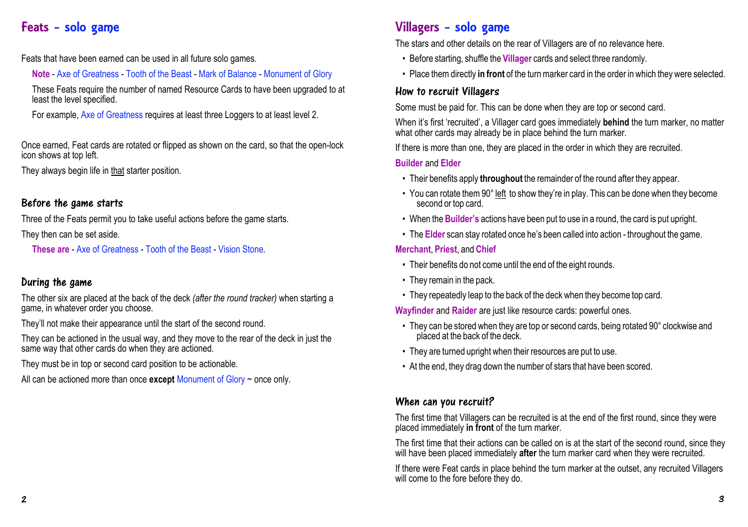## Feats - solo game

Feats that have been earned can be used in all future solo games.

**Note** - Axe of Greatness - Tooth of the Beast - Mark of Balance - Monument of Glory

These Feats require the number of named Resource Cards to have been upgraded to at least the level specified.

For example, Axe of Greatness requires at least three Loggers to at least level 2.

Once earned, Feat cards are rotated or flipped as shown on the card, so that the open-lock icon shows at top left.

They always begin life in that starter position.

### Before the game starts

Three of the Feats permit you to take useful actions before the game starts.

They then can be set aside.

**These are** - Axe of Greatness - Tooth of the Beast - Vision Stone.

### During the game

The other six are placed at the back of the deck *(after the round tracker)* when starting a game, in whatever order you choose.

They'll not make their appearance until the start of the second round.

They can be actioned in the usual way, and they move to the rear of the deck in just the same way that other cards do when they are actioned.

They must be in top or second card position to be actionable.

All can be actioned more than once **except** Monument of Glory ~ once only.

## Villagers - solo game

The stars and other details on the rear of Villagers are of no relevance here.

- Before starting, shuffle the **Villager** cards and select three randomly.
- Place them directly **in front** of the turn marker card in the order in which they were selected.

### How to recruit Villagers

Some must be paid for. This can be done when they are top or second card.

When it's first 'recruited', a Villager card goes immediately **behind** the turn marker, no matter what other cards may already be in place behind the turn marker.

If there is more than one, they are placed in the order in which they are recruited.

**Builder** and **Elder**

- Their benefits apply **throughout** the remainder of the round after they appear.
- You can rotate them 90° left to show they're in play. This can be done when they become second or top card.
- When the **Builder's** actions have been put to use in a round, the card is put upright.
- The **Elder** scan stay rotated once he's been called into action - throughout the game.

**Merchant**, **Priest**, and **Chief**

- Their benefits do not come until the end of the eight rounds.
- They remain in the pack.
- They repeatedly leap to the back of the deck when they become top card.

**Wayfinder** and **Raider** are just like resource cards: powerful ones.

- They can be stored when they are top or second cards, being rotated 90° clockwise and placed at the back of the deck.
- They are turned upright when their resources are put to use.
- At the end, they drag down the number of stars that have been scored.

### When can you recruit?

The first time that Villagers can be recruited is at the end of the first round, since they were placed immediately **in front** of the turn marker.

The first time that their actions can be called on is at the start of the second round, since they will have been placed immediately **after** the turn marker card when they were recruited.

If there were Feat cards in place behind the turn marker at the outset, any recruited Villagers will come to the fore before they do.